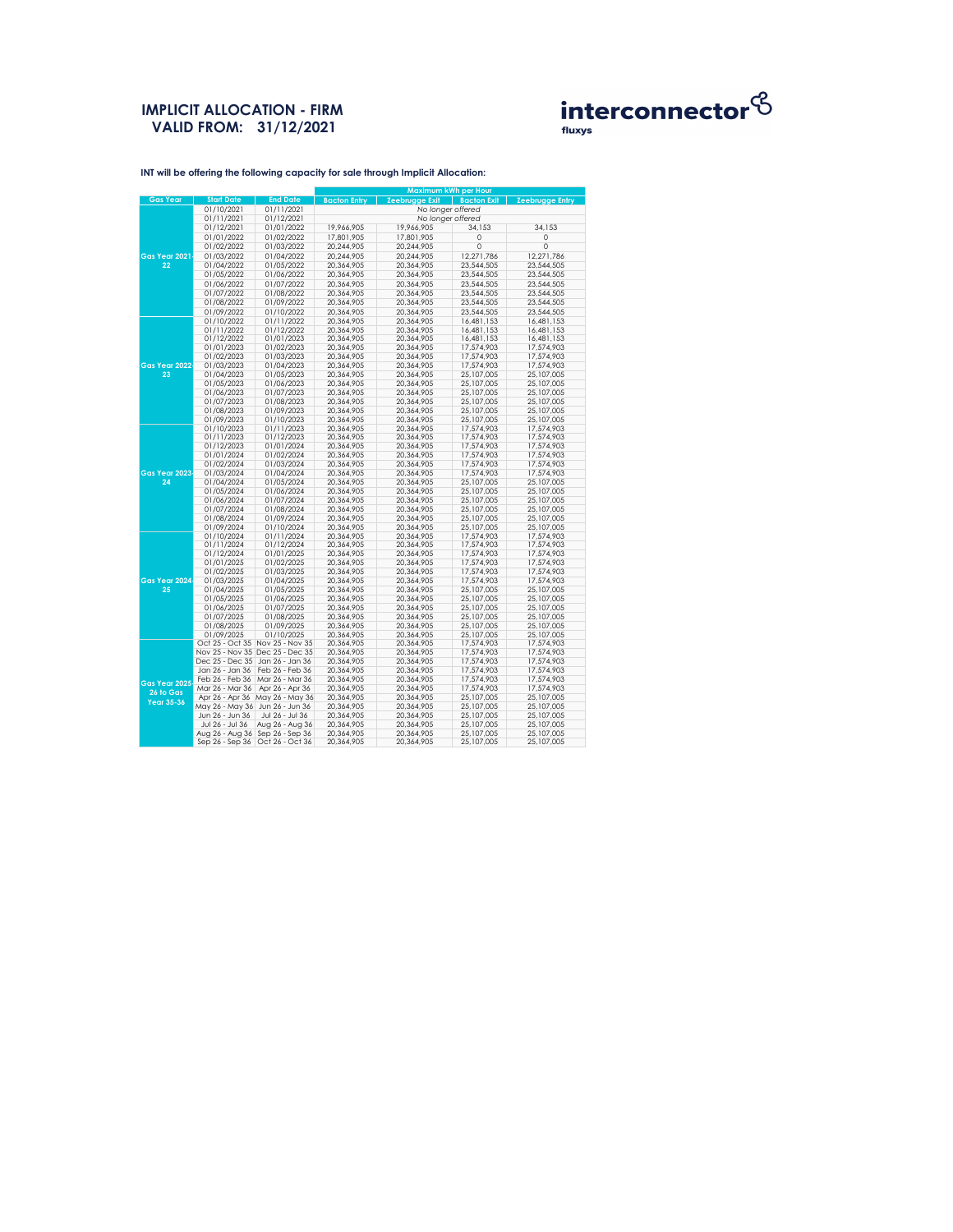# IMPLICIT ALLOCATION - FIRM
# VALID FROM: 31/12/2021

interconnector
fluxys

**INT will be offering the following capacity for sale through Implicit Allocation:**

| Gas Year | Start Date | End Date | Maximum kWh per Hour | | | |
|---|---|---|---|---|---|---|
| | | | Bacton Entry | Zeebrugge Exit | Bacton Exit | Zeebrugge Entry |
| Gas Year 2021-22 | 01/10/2021 | 01/11/2021 | *No longer offered* | | | |
| | 01/11/2021 | 01/12/2021 | *No longer offered* | | | |
| | 01/12/2021 | 01/01/2022 | 19,966,905 | 19,966,905 | 34,153 | 34,153 |
| | 01/01/2022 | 01/02/2022 | 17,801,905 | 17,801,905 | 0 | 0 |
| | 01/02/2022 | 01/03/2022 | 20,244,905 | 20,244,905 | 0 | 0 |
| | 01/03/2022 | 01/04/2022 | 20,244,905 | 20,244,905 | 12,271,786 | 12,271,786 |
| | 01/04/2022 | 01/05/2022 | 20,364,905 | 20,364,905 | 23,544,505 | 23,544,505 |
| | 01/05/2022 | 01/06/2022 | 20,364,905 | 20,364,905 | 23,544,505 | 23,544,505 |
| | 01/06/2022 | 01/07/2022 | 20,364,905 | 20,364,905 | 23,544,505 | 23,544,505 |
| | 01/07/2022 | 01/08/2022 | 20,364,905 | 20,364,905 | 23,544,505 | 23,544,505 |
| | 01/08/2022 | 01/09/2022 | 20,364,905 | 20,364,905 | 23,544,505 | 23,544,505 |
| | 01/09/2022 | 01/10/2022 | 20,364,905 | 20,364,905 | 23,544,505 | 23,544,505 |
| Gas Year 2022-23 | 01/10/2022 | 01/11/2022 | 20,364,905 | 20,364,905 | 16,481,153 | 16,481,153 |
| | 01/11/2022 | 01/12/2022 | 20,364,905 | 20,364,905 | 16,481,153 | 16,481,153 |
| | 01/12/2022 | 01/01/2023 | 20,364,905 | 20,364,905 | 16,481,153 | 16,481,153 |
| | 01/01/2023 | 01/02/2023 | 20,364,905 | 20,364,905 | 17,574,903 | 17,574,903 |
| | 01/02/2023 | 01/03/2023 | 20,364,905 | 20,364,905 | 17,574,903 | 17,574,903 |
| | 01/03/2023 | 01/04/2023 | 20,364,905 | 20,364,905 | 17,574,903 | 17,574,903 |
| | 01/04/2023 | 01/05/2023 | 20,364,905 | 20,364,905 | 25,107,005 | 25,107,005 |
| | 01/05/2023 | 01/06/2023 | 20,364,905 | 20,364,905 | 25,107,005 | 25,107,005 |
| | 01/06/2023 | 01/07/2023 | 20,364,905 | 20,364,905 | 25,107,005 | 25,107,005 |
| | 01/07/2023 | 01/08/2023 | 20,364,905 | 20,364,905 | 25,107,005 | 25,107,005 |
| | 01/08/2023 | 01/09/2023 | 20,364,905 | 20,364,905 | 25,107,005 | 25,107,005 |
| | 01/09/2023 | 01/10/2023 | 20,364,905 | 20,364,905 | 25,107,005 | 25,107,005 |
| Gas Year 2023-24 | 01/10/2023 | 01/11/2023 | 20,364,905 | 20,364,905 | 17,574,903 | 17,574,903 |
| | 01/11/2023 | 01/12/2023 | 20,364,905 | 20,364,905 | 17,574,903 | 17,574,903 |
| | 01/12/2023 | 01/01/2024 | 20,364,905 | 20,364,905 | 17,574,903 | 17,574,903 |
| | 01/01/2024 | 01/02/2024 | 20,364,905 | 20,364,905 | 17,574,903 | 17,574,903 |
| | 01/02/2024 | 01/03/2024 | 20,364,905 | 20,364,905 | 17,574,903 | 17,574,903 |
| | 01/03/2024 | 01/04/2024 | 20,364,905 | 20,364,905 | 17,574,903 | 17,574,903 |
| | 01/04/2024 | 01/05/2024 | 20,364,905 | 20,364,905 | 25,107,005 | 25,107,005 |
| | 01/05/2024 | 01/06/2024 | 20,364,905 | 20,364,905 | 25,107,005 | 25,107,005 |
| | 01/06/2024 | 01/07/2024 | 20,364,905 | 20,364,905 | 25,107,005 | 25,107,005 |
| | 01/07/2024 | 01/08/2024 | 20,364,905 | 20,364,905 | 25,107,005 | 25,107,005 |
| | 01/08/2024 | 01/09/2024 | 20,364,905 | 20,364,905 | 25,107,005 | 25,107,005 |
| | 01/09/2024 | 01/10/2024 | 20,364,905 | 20,364,905 | 25,107,005 | 25,107,005 |
| Gas Year 2024-25 | 01/10/2024 | 01/11/2024 | 20,364,905 | 20,364,905 | 17,574,903 | 17,574,903 |
| | 01/11/2024 | 01/12/2024 | 20,364,905 | 20,364,905 | 17,574,903 | 17,574,903 |
| | 01/12/2024 | 01/01/2025 | 20,364,905 | 20,364,905 | 17,574,903 | 17,574,903 |
| | 01/01/2025 | 01/02/2025 | 20,364,905 | 20,364,905 | 17,574,903 | 17,574,903 |
| | 01/02/2025 | 01/03/2025 | 20,364,905 | 20,364,905 | 17,574,903 | 17,574,903 |
| | 01/03/2025 | 01/04/2025 | 20,364,905 | 20,364,905 | 17,574,903 | 17,574,903 |
| | 01/04/2025 | 01/05/2025 | 20,364,905 | 20,364,905 | 25,107,005 | 25,107,005 |
| | 01/05/2025 | 01/06/2025 | 20,364,905 | 20,364,905 | 25,107,005 | 25,107,005 |
| | 01/06/2025 | 01/07/2025 | 20,364,905 | 20,364,905 | 25,107,005 | 25,107,005 |
| | 01/07/2025 | 01/08/2025 | 20,364,905 | 20,364,905 | 25,107,005 | 25,107,005 |
| | 01/08/2025 | 01/09/2025 | 20,364,905 | 20,364,905 | 25,107,005 | 25,107,005 |
| | 01/09/2025 | 01/10/2025 | 20,364,905 | 20,364,905 | 25,107,005 | 25,107,005 |
| Gas Year 2025-26 to Gas Year 35-36 | Oct 25 - Oct 35 | Nov 25 - Nov 35 | 20,364,905 | 20,364,905 | 17,574,903 | 17,574,903 |
| | Nov 25 - Nov 35 | Dec 25 - Dec 35 | 20,364,905 | 20,364,905 | 17,574,903 | 17,574,903 |
| | Dec 25 - Dec 35 | Jan 26 - Jan 36 | 20,364,905 | 20,364,905 | 17,574,903 | 17,574,903 |
| | Jan 26 - Jan 36 | Feb 26 - Feb 36 | 20,364,905 | 20,364,905 | 17,574,903 | 17,574,903 |
| | Feb 26 - Feb 36 | Mar 26 - Mar 36 | 20,364,905 | 20,364,905 | 17,574,903 | 17,574,903 |
| | Mar 26 - Mar 36 | Apr 26 - Apr 36 | 20,364,905 | 20,364,905 | 17,574,903 | 17,574,903 |
| | Apr 26 - Apr 36 | May 26 - May 36 | 20,364,905 | 20,364,905 | 25,107,005 | 25,107,005 |
| | May 26 - May 36 | Jun 26 - Jun 36 | 20,364,905 | 20,364,905 | 25,107,005 | 25,107,005 |
| | Jun 26 - Jun 36 | Jul 26 - Jul 36 | 20,364,905 | 20,364,905 | 25,107,005 | 25,107,005 |
| | Jul 26 - Jul 36 | Aug 26 - Aug 36 | 20,364,905 | 20,364,905 | 25,107,005 | 25,107,005 |
| | Aug 26 - Aug 36 | Sep 26 - Sep 36 | 20,364,905 | 20,364,905 | 25,107,005 | 25,107,005 |
| | Sep 26 - Sep 36 | Oct 26 - Oct 36 | 20,364,905 | 20,364,905 | 25,107,005 | 25,107,005 |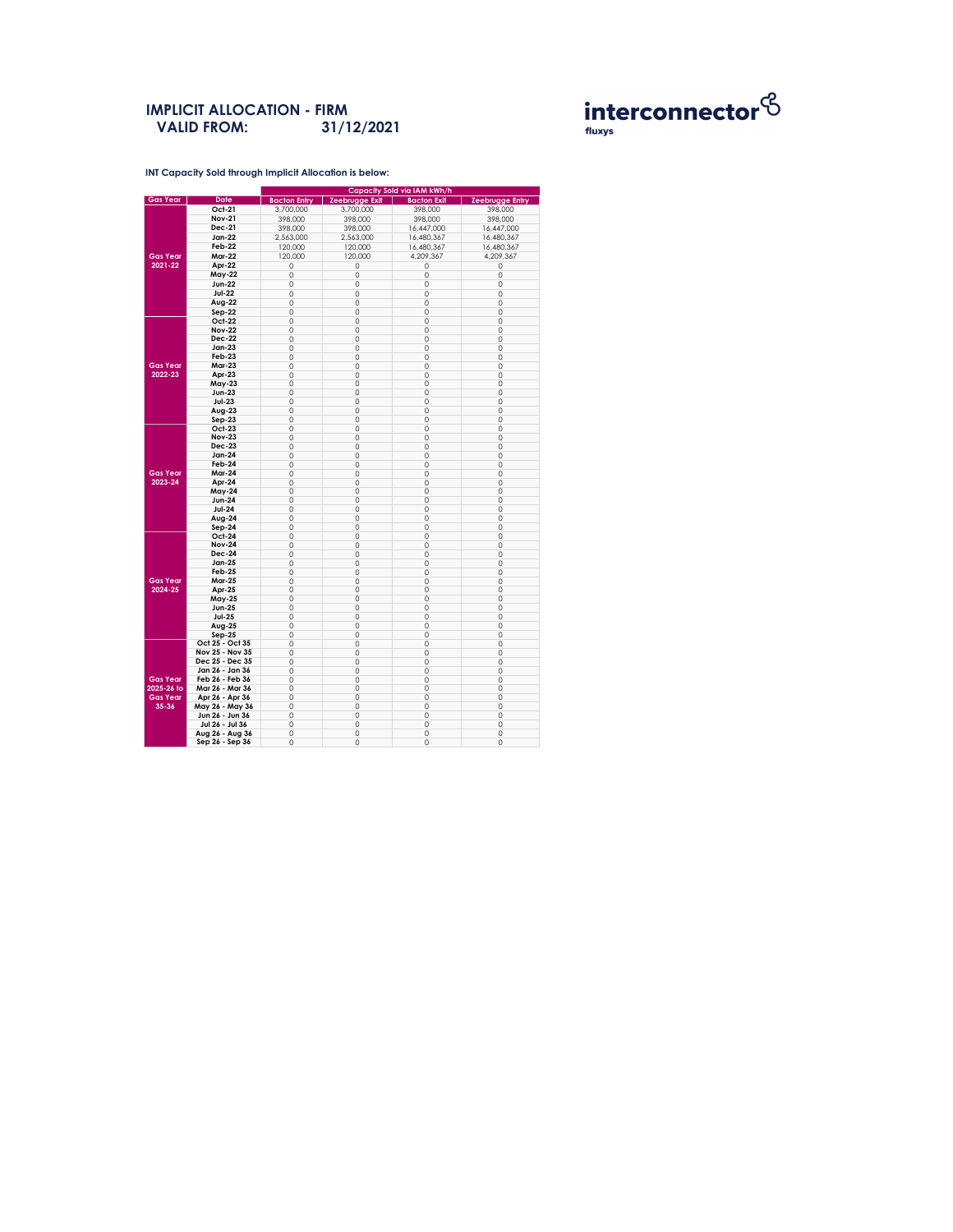# IMPLICIT ALLOCATION - FIRM

**VALID FROM: 31/12/2021**

interconnector fluxys

**INT Capacity Sold through Implicit Allocation is below:**

| Gas Year | Date | Capacity Sold via IAM kWh/h | | | |
|---|---|---|---|---|---|
| | | Bacton Entry | Zeebrugge Exit | Bacton Exit | Zeebrugge Entry |
| Gas Year 2021-22 | Oct-21 | 3,700,000 | 3,700,000 | 398,000 | 398,000 |
| | Nov-21 | 398,000 | 398,000 | 398,000 | 398,000 |
| | Dec-21 | 398,000 | 398,000 | 16,447,000 | 16,447,000 |
| | Jan-22 | 2,563,000 | 2,563,000 | 16,480,367 | 16,480,367 |
| | Feb-22 | 120,000 | 120,000 | 16,480,367 | 16,480,367 |
| | Mar-22 | 120,000 | 120,000 | 4,209,367 | 4,209,367 |
| | Apr-22 | 0 | 0 | 0 | 0 |
| | May-22 | 0 | 0 | 0 | 0 |
| | Jun-22 | 0 | 0 | 0 | 0 |
| | Jul-22 | 0 | 0 | 0 | 0 |
| | Aug-22 | 0 | 0 | 0 | 0 |
| | Sep-22 | 0 | 0 | 0 | 0 |
| Gas Year 2022-23 | Oct-22 | 0 | 0 | 0 | 0 |
| | Nov-22 | 0 | 0 | 0 | 0 |
| | Dec-22 | 0 | 0 | 0 | 0 |
| | Jan-23 | 0 | 0 | 0 | 0 |
| | Feb-23 | 0 | 0 | 0 | 0 |
| | Mar-23 | 0 | 0 | 0 | 0 |
| | Apr-23 | 0 | 0 | 0 | 0 |
| | May-23 | 0 | 0 | 0 | 0 |
| | Jun-23 | 0 | 0 | 0 | 0 |
| | Jul-23 | 0 | 0 | 0 | 0 |
| | Aug-23 | 0 | 0 | 0 | 0 |
| | Sep-23 | 0 | 0 | 0 | 0 |
| Gas Year 2023-24 | Oct-23 | 0 | 0 | 0 | 0 |
| | Nov-23 | 0 | 0 | 0 | 0 |
| | Dec-23 | 0 | 0 | 0 | 0 |
| | Jan-24 | 0 | 0 | 0 | 0 |
| | Feb-24 | 0 | 0 | 0 | 0 |
| | Mar-24 | 0 | 0 | 0 | 0 |
| | Apr-24 | 0 | 0 | 0 | 0 |
| | May-24 | 0 | 0 | 0 | 0 |
| | Jun-24 | 0 | 0 | 0 | 0 |
| | Jul-24 | 0 | 0 | 0 | 0 |
| | Aug-24 | 0 | 0 | 0 | 0 |
| | Sep-24 | 0 | 0 | 0 | 0 |
| Gas Year 2024-25 | Oct-24 | 0 | 0 | 0 | 0 |
| | Nov-24 | 0 | 0 | 0 | 0 |
| | Dec-24 | 0 | 0 | 0 | 0 |
| | Jan-25 | 0 | 0 | 0 | 0 |
| | Feb-25 | 0 | 0 | 0 | 0 |
| | Mar-25 | 0 | 0 | 0 | 0 |
| | Apr-25 | 0 | 0 | 0 | 0 |
| | May-25 | 0 | 0 | 0 | 0 |
| | Jun-25 | 0 | 0 | 0 | 0 |
| | Jul-25 | 0 | 0 | 0 | 0 |
| | Aug-25 | 0 | 0 | 0 | 0 |
| | Sep-25 | 0 | 0 | 0 | 0 |
| Gas Year 2025-26 to Gas Year 35-36 | Oct 25 - Oct 35 | 0 | 0 | 0 | 0 |
| | Nov 25 - Nov 35 | 0 | 0 | 0 | 0 |
| | Dec 25 - Dec 35 | 0 | 0 | 0 | 0 |
| | Jan 26 - Jan 36 | 0 | 0 | 0 | 0 |
| | Feb 26 - Feb 36 | 0 | 0 | 0 | 0 |
| | Mar 26 - Mar 36 | 0 | 0 | 0 | 0 |
| | Apr 26 - Apr 36 | 0 | 0 | 0 | 0 |
| | May 26 - May 36 | 0 | 0 | 0 | 0 |
| | Jun 26 - Jun 36 | 0 | 0 | 0 | 0 |
| | Jul 26 - Jul 36 | 0 | 0 | 0 | 0 |
| | Aug 26 - Aug 36 | 0 | 0 | 0 | 0 |
| | Sep 26 - Sep 36 | 0 | 0 | 0 | 0 |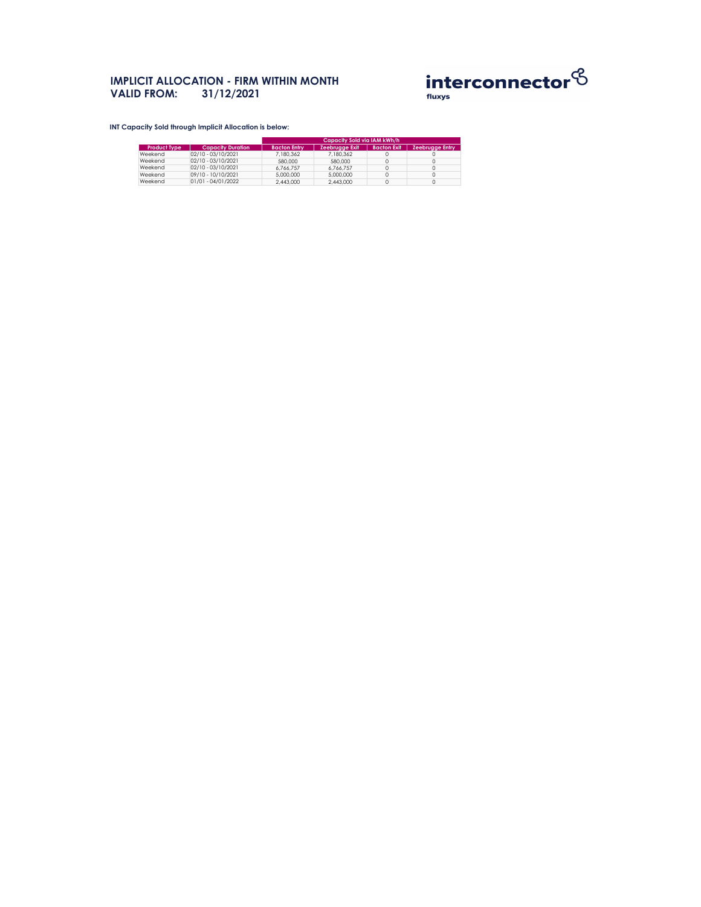# IMPLICIT ALLOCATION - FIRM WITHIN MONTH
# VALID FROM: 31/12/2021

interconnector
fluxys

**INT Capacity Sold through Implicit Allocation is below:**

| | | Capacity Sold via IAM kWh/h | | | |
|---|---|---|---|---|---|
| Product Type | Capacity Duration | Bacton Entry | Zeebrugge Exit | Bacton Exit | Zeebrugge Entry |
| Weekend | 02/10 - 03/10/2021 | 7,180,362 | 7,180,362 | 0 | 0 |
| Weekend | 02/10 - 03/10/2021 | 580,000 | 580,000 | 0 | 0 |
| Weekend | 02/10 - 03/10/2021 | 6,766,757 | 6,766,757 | 0 | 0 |
| Weekend | 09/10 - 10/10/2021 | 5,000,000 | 5,000,000 | 0 | 0 |
| Weekend | 01/01 - 04/01/2022 | 2,443,000 | 2,443,000 | 0 | 0 |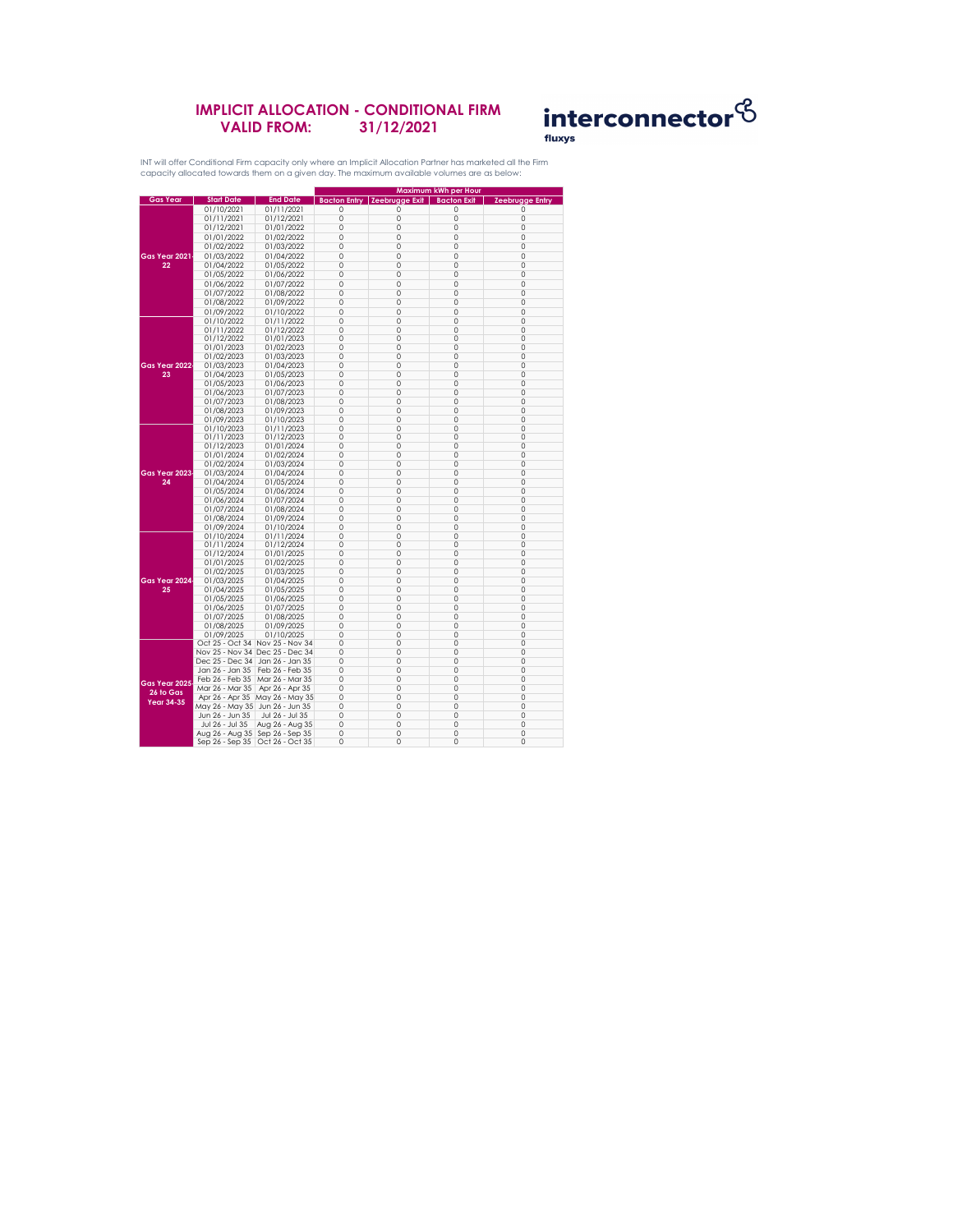# IMPLICIT ALLOCATION - CONDITIONAL FIRM
# VALID FROM: 31/12/2021

interconnector
fluxys

INT will offer Conditional Firm capacity only where an Implicit Allocation Partner has marketed all the Firm capacity allocated towards them on a given day. The maximum available volumes are as below:

| Gas Year | Start Date | End Date | Maximum kWh per Hour | | | |
|---|---|---|---|---|---|---|
| | | | Bacton Entry | Zeebrugge Exit | Bacton Exit | Zeebrugge Entry |
| Gas Year 2021-22 | 01/10/2021 | 01/11/2021 | 0 | 0 | 0 | 0 |
| | 01/11/2021 | 01/12/2021 | 0 | 0 | 0 | 0 |
| | 01/12/2021 | 01/01/2022 | 0 | 0 | 0 | 0 |
| | 01/01/2022 | 01/02/2022 | 0 | 0 | 0 | 0 |
| | 01/02/2022 | 01/03/2022 | 0 | 0 | 0 | 0 |
| | 01/03/2022 | 01/04/2022 | 0 | 0 | 0 | 0 |
| | 01/04/2022 | 01/05/2022 | 0 | 0 | 0 | 0 |
| | 01/05/2022 | 01/06/2022 | 0 | 0 | 0 | 0 |
| | 01/06/2022 | 01/07/2022 | 0 | 0 | 0 | 0 |
| | 01/07/2022 | 01/08/2022 | 0 | 0 | 0 | 0 |
| | 01/08/2022 | 01/09/2022 | 0 | 0 | 0 | 0 |
| | 01/09/2022 | 01/10/2022 | 0 | 0 | 0 | 0 |
| Gas Year 2022-23 | 01/10/2022 | 01/11/2022 | 0 | 0 | 0 | 0 |
| | 01/11/2022 | 01/12/2022 | 0 | 0 | 0 | 0 |
| | 01/12/2022 | 01/01/2023 | 0 | 0 | 0 | 0 |
| | 01/01/2023 | 01/02/2023 | 0 | 0 | 0 | 0 |
| | 01/02/2023 | 01/03/2023 | 0 | 0 | 0 | 0 |
| | 01/03/2023 | 01/04/2023 | 0 | 0 | 0 | 0 |
| | 01/04/2023 | 01/05/2023 | 0 | 0 | 0 | 0 |
| | 01/05/2023 | 01/06/2023 | 0 | 0 | 0 | 0 |
| | 01/06/2023 | 01/07/2023 | 0 | 0 | 0 | 0 |
| | 01/07/2023 | 01/08/2023 | 0 | 0 | 0 | 0 |
| | 01/08/2023 | 01/09/2023 | 0 | 0 | 0 | 0 |
| | 01/09/2023 | 01/10/2023 | 0 | 0 | 0 | 0 |
| Gas Year 2023-24 | 01/10/2023 | 01/11/2023 | 0 | 0 | 0 | 0 |
| | 01/11/2023 | 01/12/2023 | 0 | 0 | 0 | 0 |
| | 01/12/2023 | 01/01/2024 | 0 | 0 | 0 | 0 |
| | 01/01/2024 | 01/02/2024 | 0 | 0 | 0 | 0 |
| | 01/02/2024 | 01/03/2024 | 0 | 0 | 0 | 0 |
| | 01/03/2024 | 01/04/2024 | 0 | 0 | 0 | 0 |
| | 01/04/2024 | 01/05/2024 | 0 | 0 | 0 | 0 |
| | 01/05/2024 | 01/06/2024 | 0 | 0 | 0 | 0 |
| | 01/06/2024 | 01/07/2024 | 0 | 0 | 0 | 0 |
| | 01/07/2024 | 01/08/2024 | 0 | 0 | 0 | 0 |
| | 01/08/2024 | 01/09/2024 | 0 | 0 | 0 | 0 |
| | 01/09/2024 | 01/10/2024 | 0 | 0 | 0 | 0 |
| Gas Year 2024-25 | 01/10/2024 | 01/11/2024 | 0 | 0 | 0 | 0 |
| | 01/11/2024 | 01/12/2024 | 0 | 0 | 0 | 0 |
| | 01/12/2024 | 01/01/2025 | 0 | 0 | 0 | 0 |
| | 01/01/2025 | 01/02/2025 | 0 | 0 | 0 | 0 |
| | 01/02/2025 | 01/03/2025 | 0 | 0 | 0 | 0 |
| | 01/03/2025 | 01/04/2025 | 0 | 0 | 0 | 0 |
| | 01/04/2025 | 01/05/2025 | 0 | 0 | 0 | 0 |
| | 01/05/2025 | 01/06/2025 | 0 | 0 | 0 | 0 |
| | 01/06/2025 | 01/07/2025 | 0 | 0 | 0 | 0 |
| | 01/07/2025 | 01/08/2025 | 0 | 0 | 0 | 0 |
| | 01/08/2025 | 01/09/2025 | 0 | 0 | 0 | 0 |
| | 01/09/2025 | 01/10/2025 | 0 | 0 | 0 | 0 |
| Gas Year 2025-26 to Gas Year 34-35 | Oct 25 - Oct 34 | Nov 25 - Nov 34 | 0 | 0 | 0 | 0 |
| | Nov 25 - Nov 34 | Dec 25 - Dec 34 | 0 | 0 | 0 | 0 |
| | Dec 25 - Dec 34 | Jan 26 - Jan 35 | 0 | 0 | 0 | 0 |
| | Jan 26 - Jan 35 | Feb 26 - Feb 35 | 0 | 0 | 0 | 0 |
| | Feb 26 - Feb 35 | Mar 26 - Mar 35 | 0 | 0 | 0 | 0 |
| | Mar 26 - Mar 35 | Apr 26 - Apr 35 | 0 | 0 | 0 | 0 |
| | Apr 26 - Apr 35 | May 26 - May 35 | 0 | 0 | 0 | 0 |
| | May 26 - May 35 | Jun 26 - Jun 35 | 0 | 0 | 0 | 0 |
| | Jun 26 - Jun 35 | Jul 26 - Jul 35 | 0 | 0 | 0 | 0 |
| | Jul 26 - Jul 35 | Aug 26 - Aug 35 | 0 | 0 | 0 | 0 |
| | Aug 26 - Aug 35 | Sep 26 - Sep 35 | 0 | 0 | 0 | 0 |
| | Sep 26 - Sep 35 | Oct 26 - Oct 35 | 0 | 0 | 0 | 0 |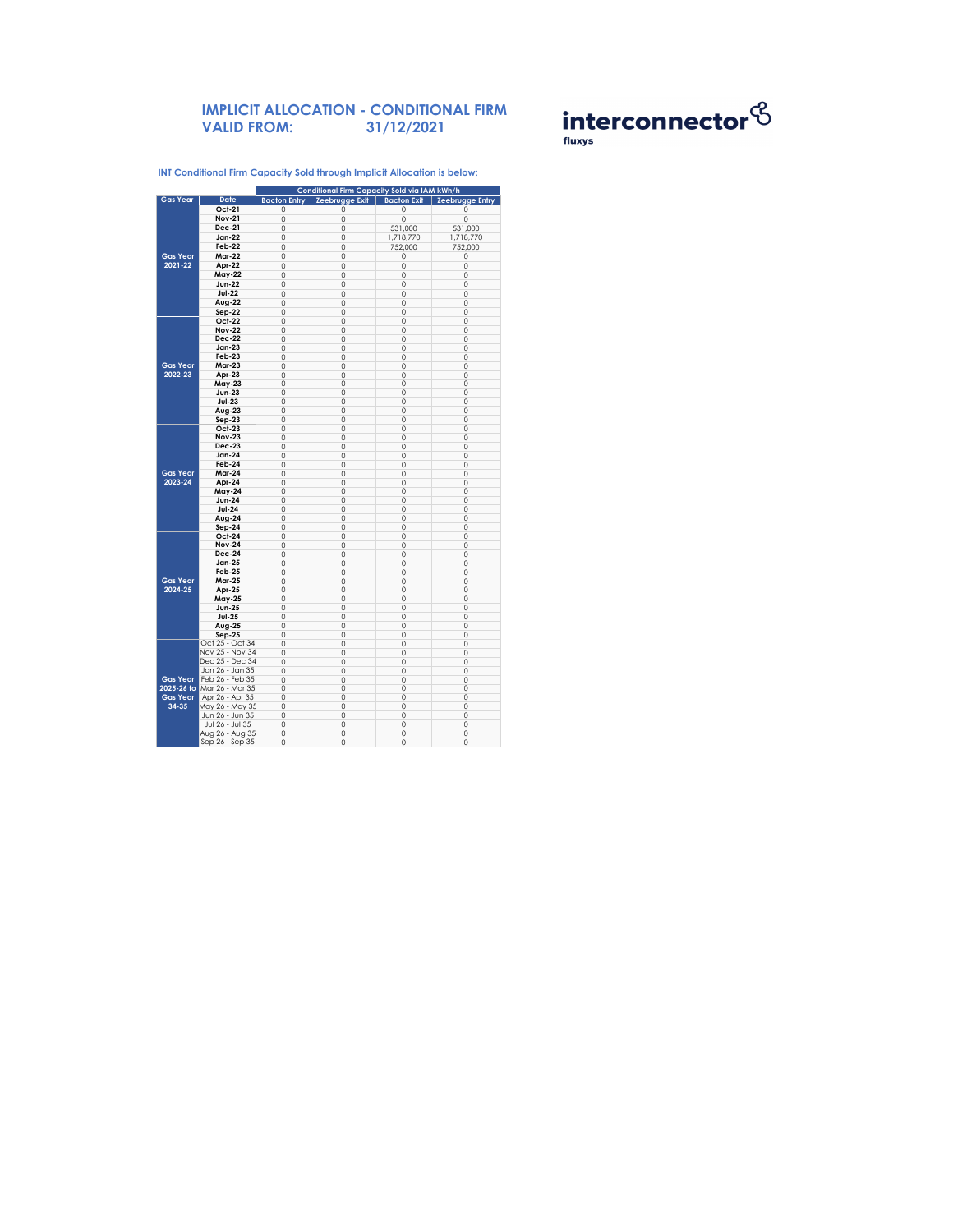# IMPLICIT ALLOCATION - CONDITIONAL FIRM
# VALID FROM: 31/12/2021

interconnector
fluxys

**INT Conditional Firm Capacity Sold through Implicit Allocation is below:**

| | | Conditional Firm Capacity Sold via IAM kWh/h | | | |
|---|---|---|---|---|---|
| Gas Year | Date | Bacton Entry | Zeebrugge Exit | Bacton Exit | Zeebrugge Entry |
| Gas Year 2021-22 | Oct-21 | 0 | 0 | 0 | 0 |
| | Nov-21 | 0 | 0 | 0 | 0 |
| | Dec-21 | 0 | 0 | 531,000 | 531,000 |
| | Jan-22 | 0 | 0 | 1,718,770 | 1,718,770 |
| | Feb-22 | 0 | 0 | 752,000 | 752,000 |
| | Mar-22 | 0 | 0 | 0 | 0 |
| | Apr-22 | 0 | 0 | 0 | 0 |
| | May-22 | 0 | 0 | 0 | 0 |
| | Jun-22 | 0 | 0 | 0 | 0 |
| | Jul-22 | 0 | 0 | 0 | 0 |
| | Aug-22 | 0 | 0 | 0 | 0 |
| | Sep-22 | 0 | 0 | 0 | 0 |
| Gas Year 2022-23 | Oct-22 | 0 | 0 | 0 | 0 |
| | Nov-22 | 0 | 0 | 0 | 0 |
| | Dec-22 | 0 | 0 | 0 | 0 |
| | Jan-23 | 0 | 0 | 0 | 0 |
| | Feb-23 | 0 | 0 | 0 | 0 |
| | Mar-23 | 0 | 0 | 0 | 0 |
| | Apr-23 | 0 | 0 | 0 | 0 |
| | May-23 | 0 | 0 | 0 | 0 |
| | Jun-23 | 0 | 0 | 0 | 0 |
| | Jul-23 | 0 | 0 | 0 | 0 |
| | Aug-23 | 0 | 0 | 0 | 0 |
| | Sep-23 | 0 | 0 | 0 | 0 |
| Gas Year 2023-24 | Oct-23 | 0 | 0 | 0 | 0 |
| | Nov-23 | 0 | 0 | 0 | 0 |
| | Dec-23 | 0 | 0 | 0 | 0 |
| | Jan-24 | 0 | 0 | 0 | 0 |
| | Feb-24 | 0 | 0 | 0 | 0 |
| | Mar-24 | 0 | 0 | 0 | 0 |
| | Apr-24 | 0 | 0 | 0 | 0 |
| | May-24 | 0 | 0 | 0 | 0 |
| | Jun-24 | 0 | 0 | 0 | 0 |
| | Jul-24 | 0 | 0 | 0 | 0 |
| | Aug-24 | 0 | 0 | 0 | 0 |
| | Sep-24 | 0 | 0 | 0 | 0 |
| Gas Year 2024-25 | Oct-24 | 0 | 0 | 0 | 0 |
| | Nov-24 | 0 | 0 | 0 | 0 |
| | Dec-24 | 0 | 0 | 0 | 0 |
| | Jan-25 | 0 | 0 | 0 | 0 |
| | Feb-25 | 0 | 0 | 0 | 0 |
| | Mar-25 | 0 | 0 | 0 | 0 |
| | Apr-25 | 0 | 0 | 0 | 0 |
| | May-25 | 0 | 0 | 0 | 0 |
| | Jun-25 | 0 | 0 | 0 | 0 |
| | Jul-25 | 0 | 0 | 0 | 0 |
| | Aug-25 | 0 | 0 | 0 | 0 |
| | Sep-25 | 0 | 0 | 0 | 0 |
| Gas Year 2025-26 to Gas Year 34-35 | Oct 25 - Oct 34 | 0 | 0 | 0 | 0 |
| | Nov 25 - Nov 34 | 0 | 0 | 0 | 0 |
| | Dec 25 - Dec 34 | 0 | 0 | 0 | 0 |
| | Jan 26 - Jan 35 | 0 | 0 | 0 | 0 |
| | Feb 26 - Feb 35 | 0 | 0 | 0 | 0 |
| | Mar 26 - Mar 35 | 0 | 0 | 0 | 0 |
| | Apr 26 - Apr 35 | 0 | 0 | 0 | 0 |
| | May 26 - May 35 | 0 | 0 | 0 | 0 |
| | Jun 26 - Jun 35 | 0 | 0 | 0 | 0 |
| | Jul 26 - Jul 35 | 0 | 0 | 0 | 0 |
| | Aug 26 - Aug 35 | 0 | 0 | 0 | 0 |
| | Sep 26 - Sep 35 | 0 | 0 | 0 | 0 |